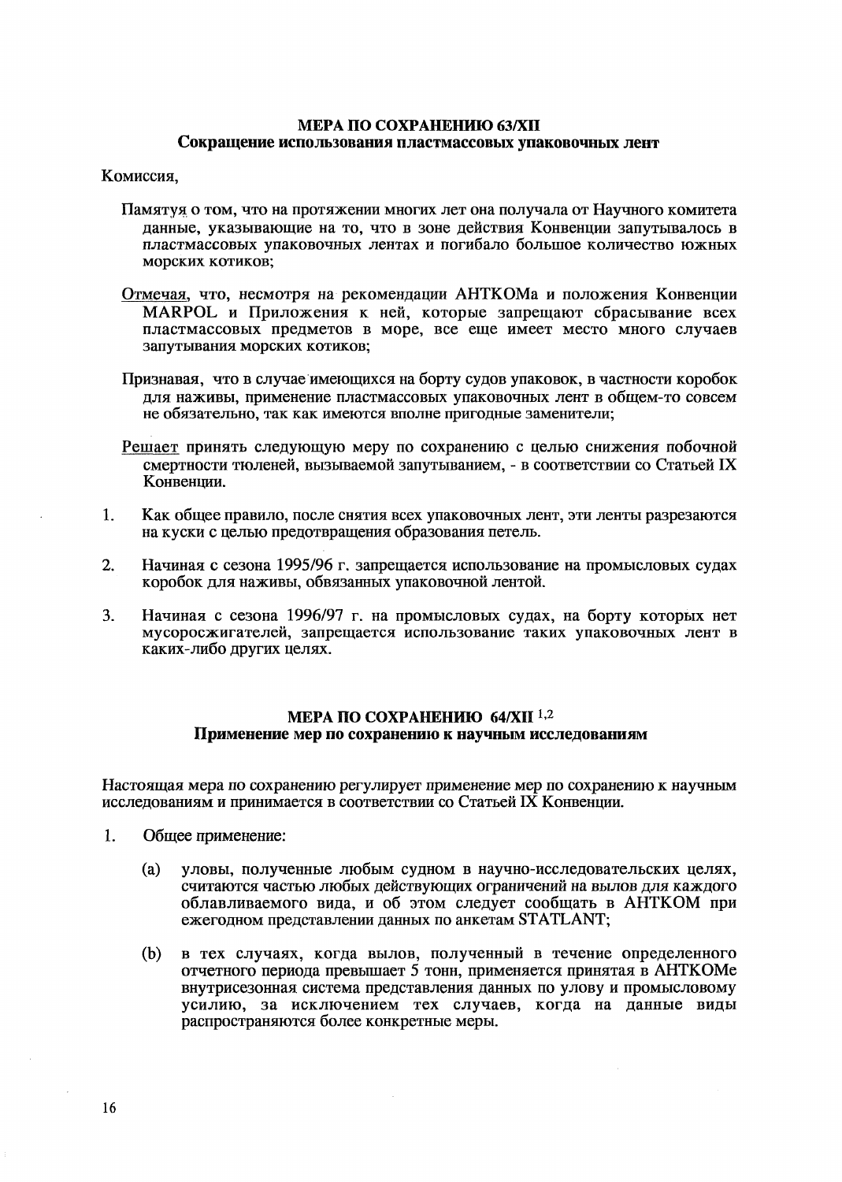## МЕРА ПО СОХРАНЕНИЮ 63/XII
## Сокращение использования пластмассовых упаковочных лент

Комиссия,

Памятуя о том, что на протяжении многих лет она получала от Научного комитета данные, указывающие на то, что в зоне действия Конвенции запутывалось в пластмассовых упаковочных лентах и погибало большое количество южных морских котиков;

Отмечая, что, несмотря на рекомендации АНТКОМа и положения Конвенции MARPOL и Приложения к ней, которые запрещают сбрасывание всех пластмассовых предметов в море, все еще имеет место много случаев запутывания морских котиков;

Признавая, что в случае имеющихся на борту судов упаковок, в частности коробок для наживы, применение пластмассовых упаковочных лент в общем-то совсем не обязательно, так как имеются вполне пригодные заменители;

Решает принять следующую меру по сохранению с целью снижения побочной смертности тюленей, вызываемой запутыванием, - в соответствии со Статьей IX Конвенции.

1. Как общее правило, после снятия всех упаковочных лент, эти ленты разрезаются на куски с целью предотвращения образования петель.

2. Начиная с сезона 1995/96 г. запрещается использование на промысловых судах коробок для наживы, обвязанных упаковочной лентой.

3. Начиная с сезона 1996/97 г. на промысловых судах, на борту которых нет мусоросжигателей, запрещается использование таких упаковочных лент в каких-либо других целях.

## МЕРА ПО СОХРАНЕНИЮ 64/XII [1,2]
## Применение мер по сохранению к научным исследованиям

Настоящая мера по сохранению регулирует применение мер по сохранению к научным исследованиям и принимается в соответствии со Статьей IX Конвенции.

1. Общее применение:

   (a) уловы, полученные любым судном в научно-исследовательских целях, считаются частью любых действующих ограничений на вылов для каждого облавливаемого вида, и об этом следует сообщать в АНТКОМ при ежегодном представлении данных по анкетам STATLANT;

   (b) в тех случаях, когда вылов, полученный в течение определенного отчетного периода превышает 5 тонн, применяется принятая в АНТКОМе внутрисезонная система представления данных по улову и промысловому усилию, за исключением тех случаев, когда на данные виды распространяются более конкретные меры.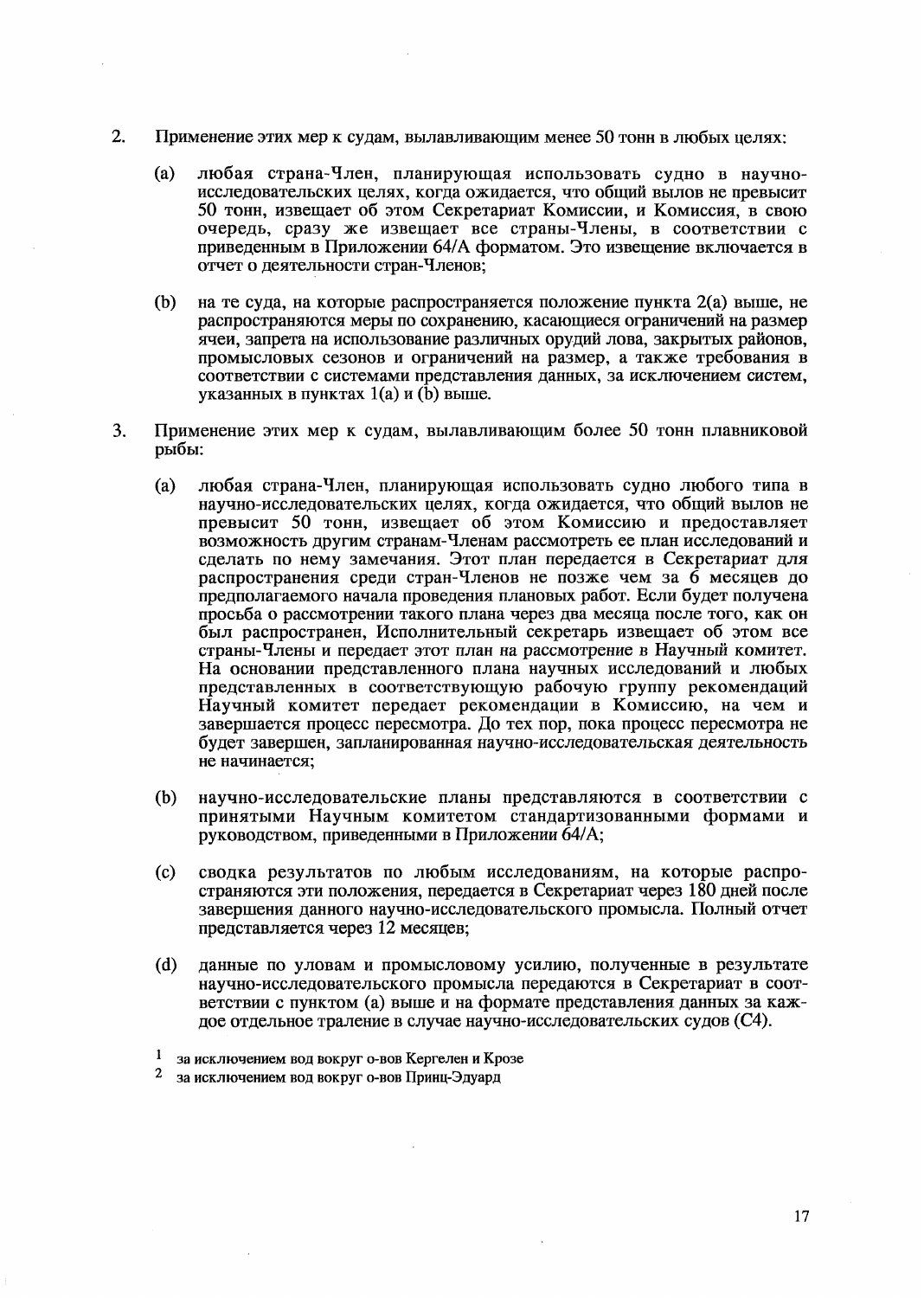2. Применение этих мер к судам, вылавливающим менее 50 тонн в любых целях:

   (a) любая страна-Член, планирующая использовать судно в научно-исследовательских целях, когда ожидается, что общий вылов не превысит 50 тонн, извещает об этом Секретариат Комиссии, и Комиссия, в свою очередь, сразу же извещает все страны-Члены, в соответствии с приведенным в Приложении 64/A форматом. Это извещение включается в отчет о деятельности стран-Членов;

   (b) на те суда, на которые распространяется положение пункта 2(a) выше, не распространяются меры по сохранению, касающиеся ограничений на размер ячеи, запрета на использование различных орудий лова, закрытых районов, промысловых сезонов и ограничений на размер, а также требования в соответствии с системами представления данных, за исключением систем, указанных в пунктах 1(a) и (b) выше.

3. Применение этих мер к судам, вылавливающим более 50 тонн плавниковой рыбы:

   (a) любая страна-Член, планирующая использовать судно любого типа в научно-исследовательских целях, когда ожидается, что общий вылов не превысит 50 тонн, извещает об этом Комиссию и предоставляет возможность другим странам-Членам рассмотреть ее план исследований и сделать по нему замечания. Этот план передается в Секретариат для распространения среди стран-Членов не позже чем за 6 месяцев до предполагаемого начала проведения плановых работ. Если будет получена просьба о рассмотрении такого плана через два месяца после того, как он был распространен, Исполнительный секретарь извещает об этом все страны-Члены и передает этот план на рассмотрение в Научный комитет. На основании представленного плана научных исследований и любых представленных в соответствующую рабочую группу рекомендаций Научный комитет передает рекомендации в Комиссию, на чем и завершается процесс пересмотра. До тех пор, пока процесс пересмотра не будет завершен, запланированная научно-исследовательская деятельность не начинается;

   (b) научно-исследовательские планы представляются в соответствии с принятыми Научным комитетом стандартизованными формами и руководством, приведенными в Приложении 64/A;

   (c) сводка результатов по любым исследованиям, на которые распространяются эти положения, передается в Секретариат через 180 дней после завершения данного научно-исследовательского промысла. Полный отчет представляется через 12 месяцев;

   (d) данные по уловам и промысловому усилию, полученные в результате научно-исследовательского промысла передаются в Секретариат в соответствии с пунктом (a) выше и на формате представления данных за каждое отдельное траление в случае научно-исследовательских судов (C4).

[1] за исключением вод вокруг о-вов Кергелен и Крозе

[2] за исключением вод вокруг о-вов Принц-Эдуард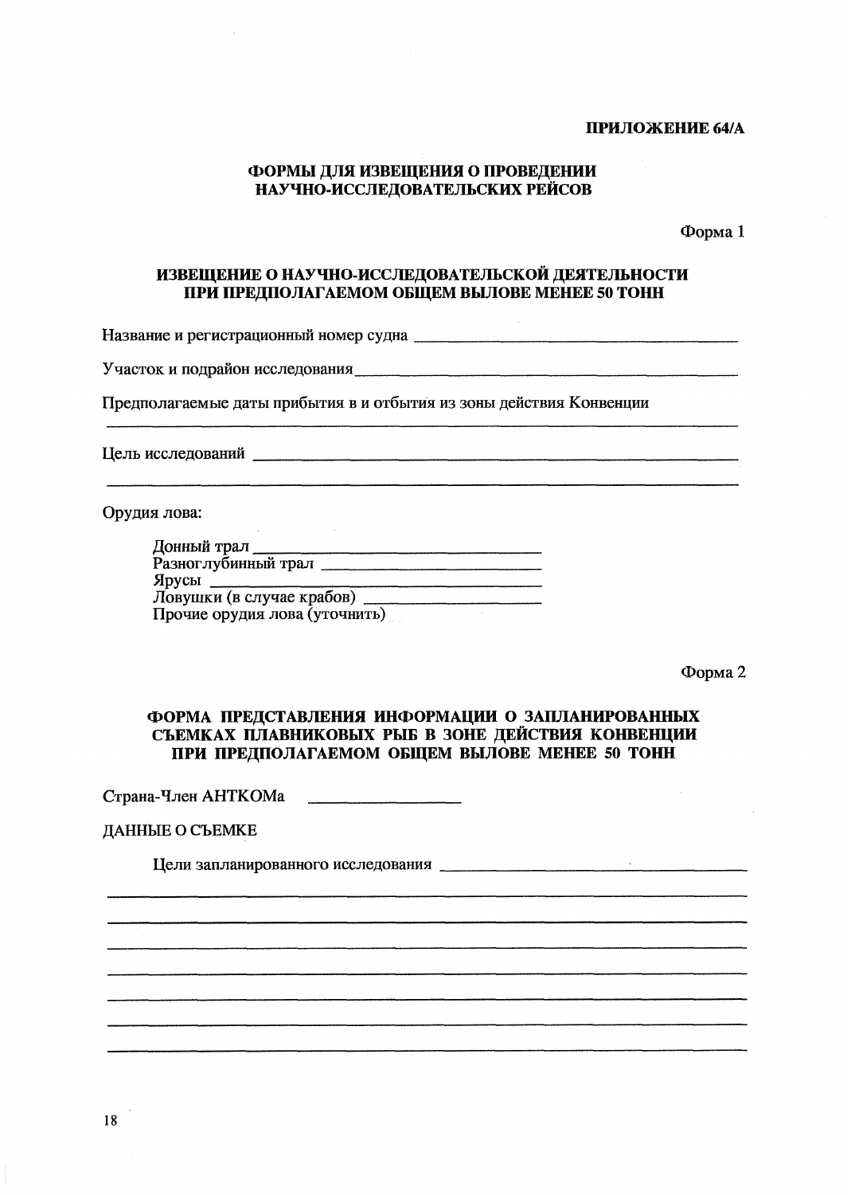**ПРИЛОЖЕНИЕ 64/A**

## ФОРМЫ ДЛЯ ИЗВЕЩЕНИЯ О ПРОВЕДЕНИИ НАУЧНО-ИССЛЕДОВАТЕЛЬСКИХ РЕЙСОВ

Форма 1

### ИЗВЕЩЕНИЕ О НАУЧНО-ИССЛЕДОВАТЕЛЬСКОЙ ДЕЯТЕЛЬНОСТИ ПРИ ПРЕДПОЛАГАЕМОМ ОБЩЕМ ВЫЛОВЕ МЕНЕЕ 50 ТОНН

Название и регистрационный номер судна ____________________________________

Участок и подрайон исследования ____________________________________________

Предполагаемые даты прибытия в и отбытия из зоны действия Конвенции

______________________________________________________________________

Цель исследований __________________________________________________________

______________________________________________________________________

Орудия лова:

Донный трал ______________________________
Разноглубинный трал ______________________
Ярусы ____________________________________
Ловушки (в случае крабов) _________________
Прочие орудия лова (уточнить)

Форма 2

### ФОРМА ПРЕДСТАВЛЕНИЯ ИНФОРМАЦИИ О ЗАПЛАНИРОВАННЫХ СЪЕМКАХ ПЛАВНИКОВЫХ РЫБ В ЗОНЕ ДЕЙСТВИЯ КОНВЕНЦИИ ПРИ ПРЕДПОЛАГАЕМОМ ОБЩЕМ ВЫЛОВЕ МЕНЕЕ 50 ТОНН

Страна-Член АНТКОМа ________________

ДАННЫЕ О СЪЕМКЕ

Цели запланированного исследования ________________________________________

______________________________________________________________________

______________________________________________________________________

______________________________________________________________________

______________________________________________________________________

______________________________________________________________________

______________________________________________________________________

______________________________________________________________________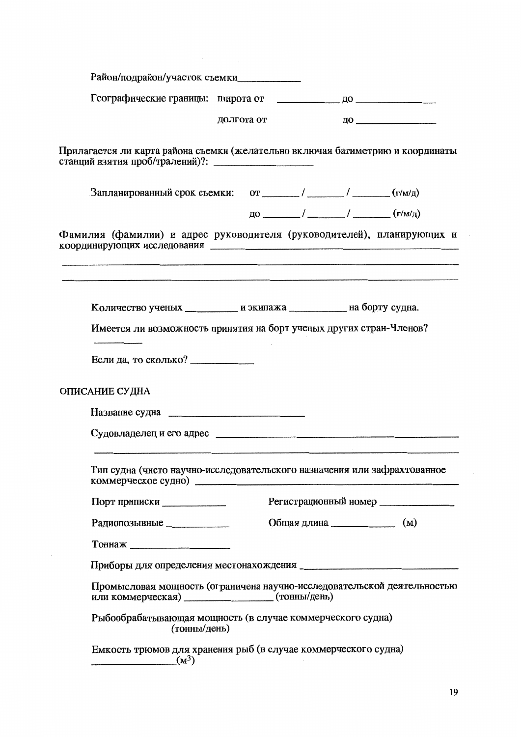Район/подрайон/участок съемки____________

Географические границы: широта от ____________ до ________________

долгота от ____________ до ________________

Прилагается ли карта района съемки (желательно включая батиметрию и координаты станций взятия проб/тралений)?: ____________________

Запланированный срок съемки: от _______ / _______ / _______ (г/м/д)

до _______ / _______ / _______ (г/м/д)

Фамилия (фамилии) и адрес руководителя (руководителей), планирующих и координирующих исследования ______________________________________________

_____________________________________________________________________________

_____________________________________________________________________________

Количество ученых __________ и экипажа ___________ на борту судна.

Имеется ли возможность принятия на борт ученых других стран-Членов?

__________

Если да, то сколько? ____________

## ОПИСАНИЕ СУДНА

Название судна ____________________________

Судовладелец и его адрес ____________________________________________

_____________________________________________________________________________

Тип судна (чисто научно-исследовательского назначения или зафрахтованное коммерческое судно) ____________________________________________

Порт приписки ____________ Регистрационный номер ______________

Радиопозывные ____________ Общая длина ____________ (м)

Тоннаж ____________________

Приборы для определения местонахождения ______________________________

Промысловая мощность (ограничена научно-исследовательской деятельностью или коммерческая) __________________ (тонны/день)

Рыбообрабатывающая мощность (в случае коммерческого судна) (тонны/день)

Емкость трюмов для хранения рыб (в случае коммерческого судна) ________________($м^3$)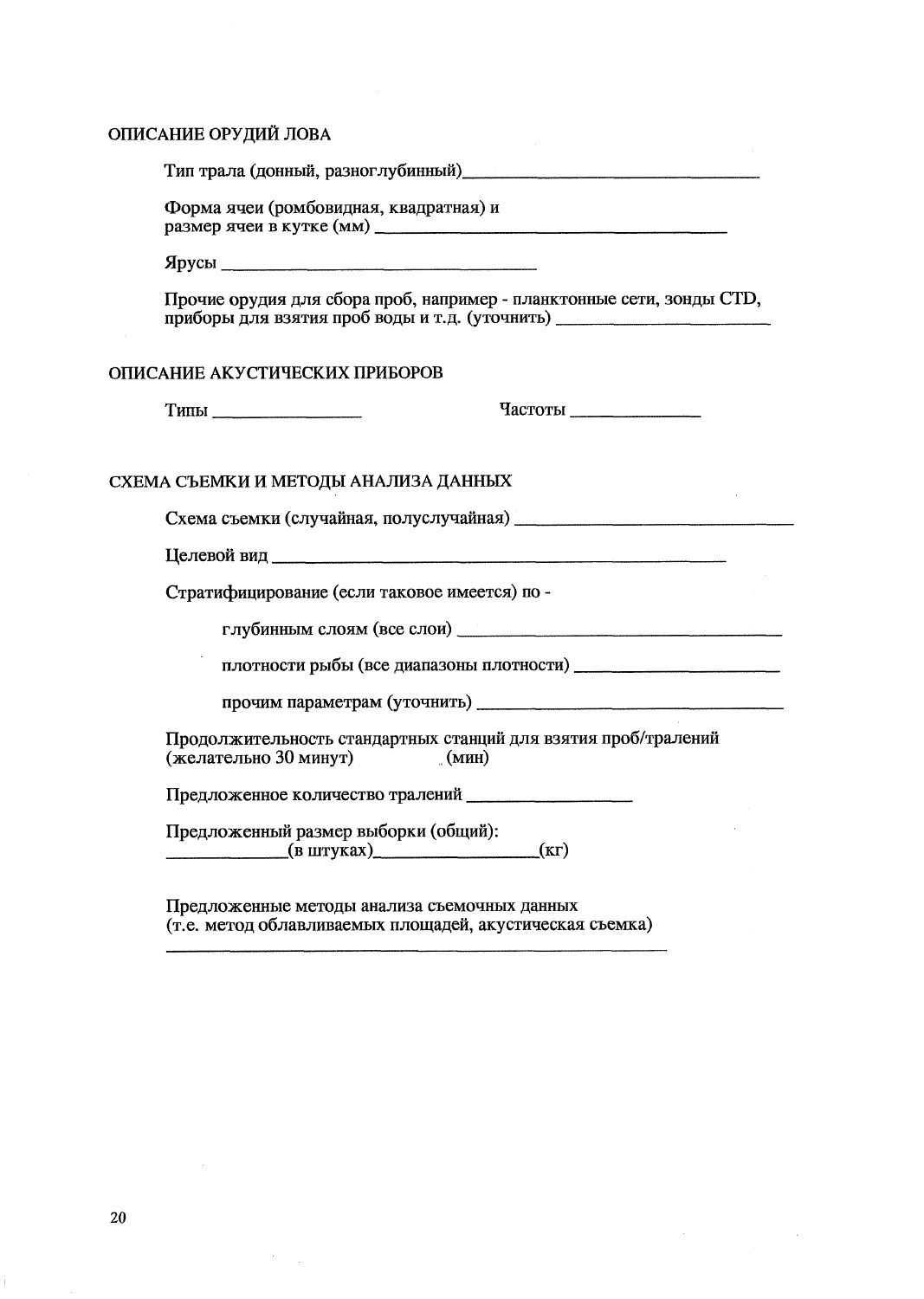## ОПИСАНИЕ ОРУДИЙ ЛОВА

Тип трала (донный, разноглубинный)________________________________

Форма ячеи (ромбовидная, квадратная) и размер ячеи в кутке (мм) ________________________________

Ярусы ________________________________

Прочие орудия для сбора проб, например - планктонные сети, зонды CTD, приборы для взятия проб воды и т.д. (уточнить) ________________________

## ОПИСАНИЕ АКУСТИЧЕСКИХ ПРИБОРОВ

Типы ________________ Частоты ______________

## СХЕМА СЪЕМКИ И МЕТОДЫ АНАЛИЗА ДАННЫХ

Схема съемки (случайная, полуслучайная) ________________________________

Целевой вид ________________________________________________

Стратифицирование (если таковое имеется) по -

глубинным слоям (все слои) ________________________________

плотности рыбы (все диапазоны плотности) ______________________

прочим параметрам (уточнить) ________________________________

Продолжительность стандартных станций для взятия проб/тралений (желательно 30 минут) (мин)

Предложенное количество тралений __________________

Предложенный размер выборки (общий):
____________(в штуках)________________(кг)

Предложенные методы анализа съемочных данных
(т.е. метод облавливаемых площадей, акустическая съемка)
________________________________________________________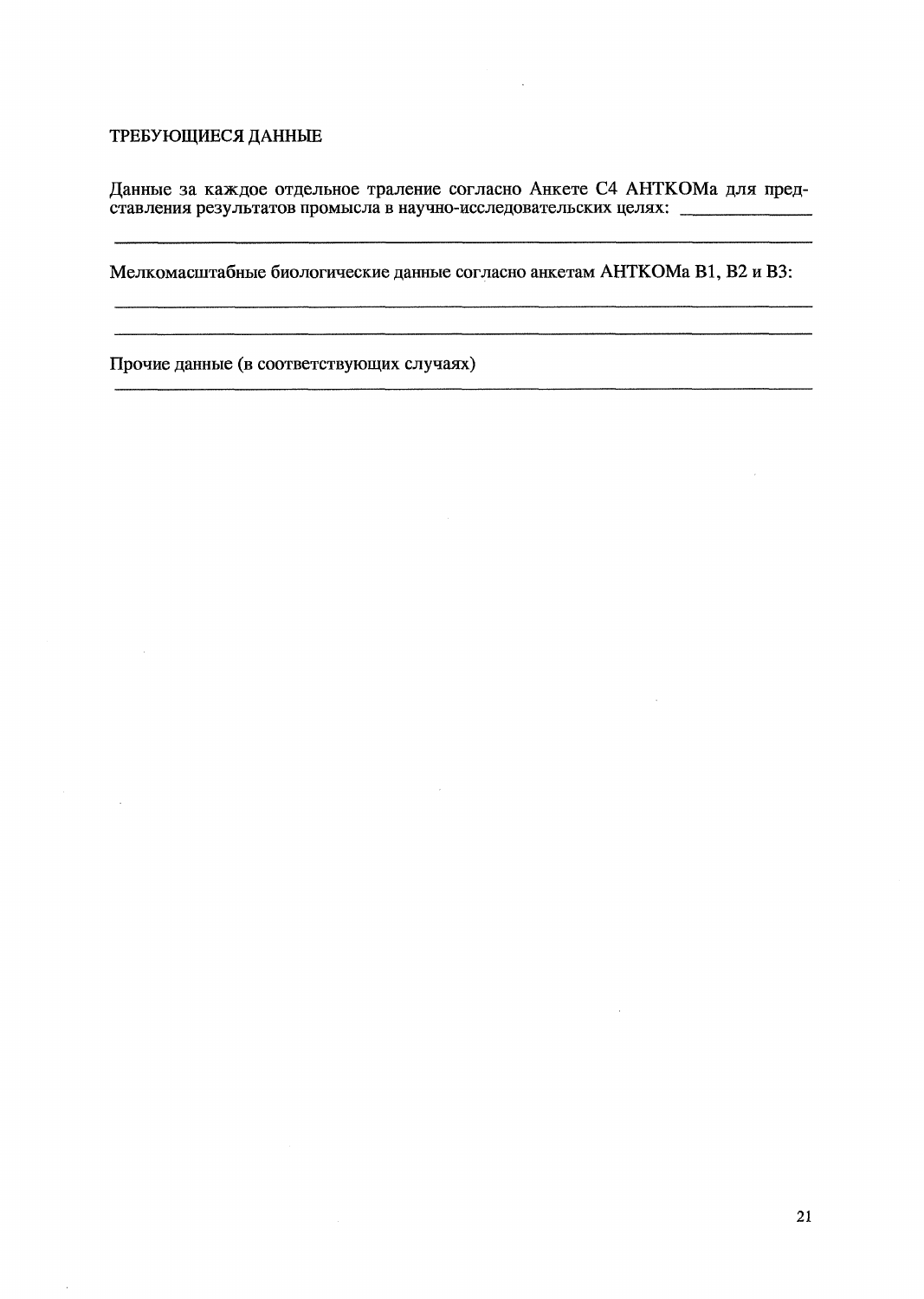ТРЕБУЮЩИЕСЯ ДАННЫЕ

Данные за каждое отдельное траление согласно Анкете С4 АНТКОМа для представления результатов промысла в научно-исследовательских целях: ______________

______________________________________________________________________________

Мелкомасштабные биологические данные согласно анкетам АНТКОМа В1, В2 и В3:

______________________________________________________________________________

______________________________________________________________________________

Прочие данные (в соответствующих случаях)

______________________________________________________________________________